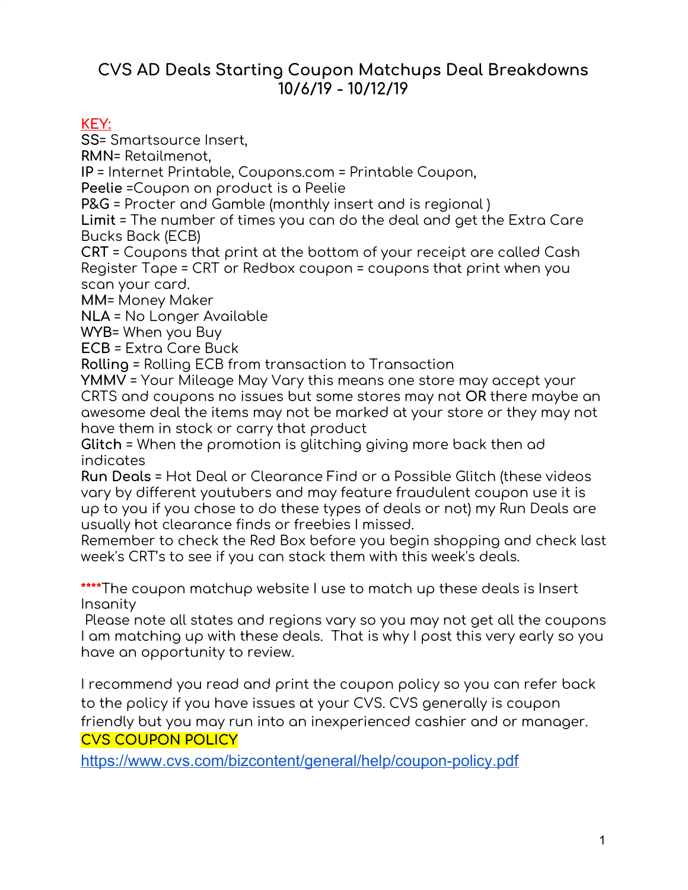# CVS AD Deals Starting Coupon Matchups Deal Breakdowns 10/6/19 - 10/12/19

KEY:

**SS**= Smartsource Insert,
**RMN**= Retailmenot,
**IP** = Internet Printable, Coupons.com = Printable Coupon,
**Peelie** =Coupon on product is a Peelie
**P&G** = Procter and Gamble (monthly insert and is regional )
**Limit** = The number of times you can do the deal and get the Extra Care Bucks Back (ECB)
**CRT** = Coupons that print at the bottom of your receipt are called Cash Register Tape = CRT or Redbox coupon = coupons that print when you scan your card.
**MM**= Money Maker
**NLA** = No Longer Available
**WYB**= When you Buy
**ECB** = Extra Care Buck
**Rolling** = Rolling ECB from transaction to Transaction
**YMMV** = Your Mileage May Vary this means one store may accept your CRTS and coupons no issues but some stores may not **OR** there maybe an awesome deal the items may not be marked at your store or they may not have them in stock or carry that product
**Glitch** = When the promotion is glitching giving more back then ad indicates
**Run Deals** = Hot Deal or Clearance Find or a Possible Glitch (these videos vary by different youtubers and may feature fraudulent coupon use it is up to you if you chose to do these types of deals or not) my Run Deals are usually hot clearance finds or freebies I missed.
Remember to check the Red Box before you begin shopping and check last week's CRT's to see if you can stack them with this week's deals.

****The coupon matchup website I use to match up these deals is Insert Insanity
Please note all states and regions vary so you may not get all the coupons I am matching up with these deals. That is why I post this very early so you have an opportunity to review.

I recommend you read and print the coupon policy so you can refer back to the policy if you have issues at your CVS. CVS generally is coupon friendly but you may run into an inexperienced cashier and or manager.

CVS COUPON POLICY

https://www.cvs.com/bizcontent/general/help/coupon-policy.pdf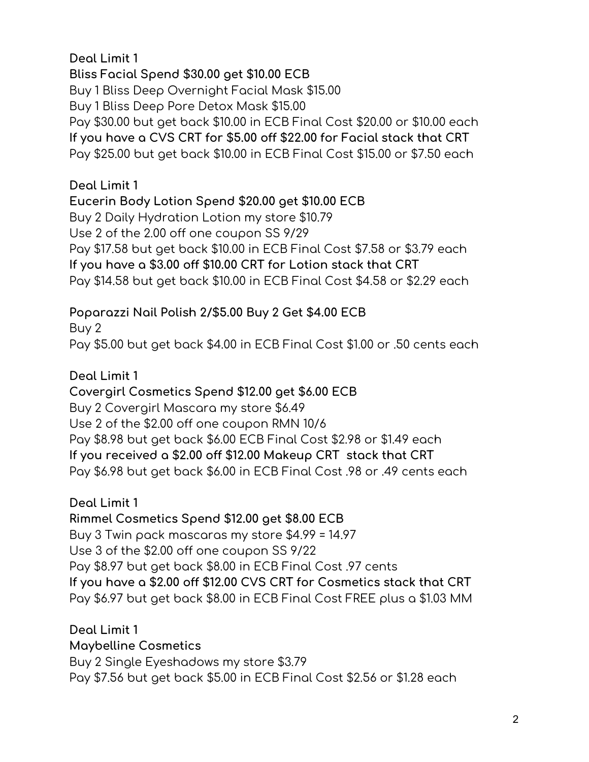**Deal Limit 1**
**Bliss Facial Spend $30.00 get $10.00 ECB**
Buy 1 Bliss Deep Overnight Facial Mask $15.00
Buy 1 Bliss Deep Pore Detox Mask $15.00
Pay $30.00 but get back $10.00 in ECB Final Cost $20.00 or $10.00 each
**If you have a CVS CRT for $5.00 off $22.00 for Facial stack that CRT**
Pay $25.00 but get back $10.00 in ECB Final Cost $15.00 or $7.50 each

**Deal Limit 1**
**Eucerin Body Lotion Spend $20.00 get $10.00 ECB**
Buy 2 Daily Hydration Lotion my store $10.79
Use 2 of the 2.00 off one coupon SS 9/29
Pay $17.58 but get back $10.00 in ECB Final Cost $7.58 or $3.79 each
**If you have a $3.00 off $10.00 CRT for Lotion stack that CRT**
Pay $14.58 but get back $10.00 in ECB Final Cost $4.58 or $2.29 each

**Poparazzi Nail Polish 2/$5.00 Buy 2 Get $4.00 ECB**
Buy 2
Pay $5.00 but get back $4.00 in ECB Final Cost $1.00 or .50 cents each

**Deal Limit 1**
**Covergirl Cosmetics Spend $12.00 get $6.00 ECB**
Buy 2 Covergirl Mascara my store $6.49
Use 2 of the $2.00 off one coupon RMN 10/6
Pay $8.98 but get back $6.00 ECB Final Cost $2.98 or $1.49 each
**If you received a $2.00 off $12.00 Makeup CRT stack that CRT**
Pay $6.98 but get back $6.00 in ECB Final Cost .98 or .49 cents each

**Deal Limit 1**
**Rimmel Cosmetics Spend $12.00 get $8.00 ECB**
Buy 3 Twin pack mascaras my store $4.99 = 14.97
Use 3 of the $2.00 off one coupon SS 9/22
Pay $8.97 but get back $8.00 in ECB Final Cost .97 cents
**If you have a $2.00 off $12.00 CVS CRT for Cosmetics stack that CRT**
Pay $6.97 but get back $8.00 in ECB Final Cost FREE plus a $1.03 MM

**Deal Limit 1**
**Maybelline Cosmetics**
Buy 2 Single Eyeshadows my store $3.79
Pay $7.56 but get back $5.00 in ECB Final Cost $2.56 or $1.28 each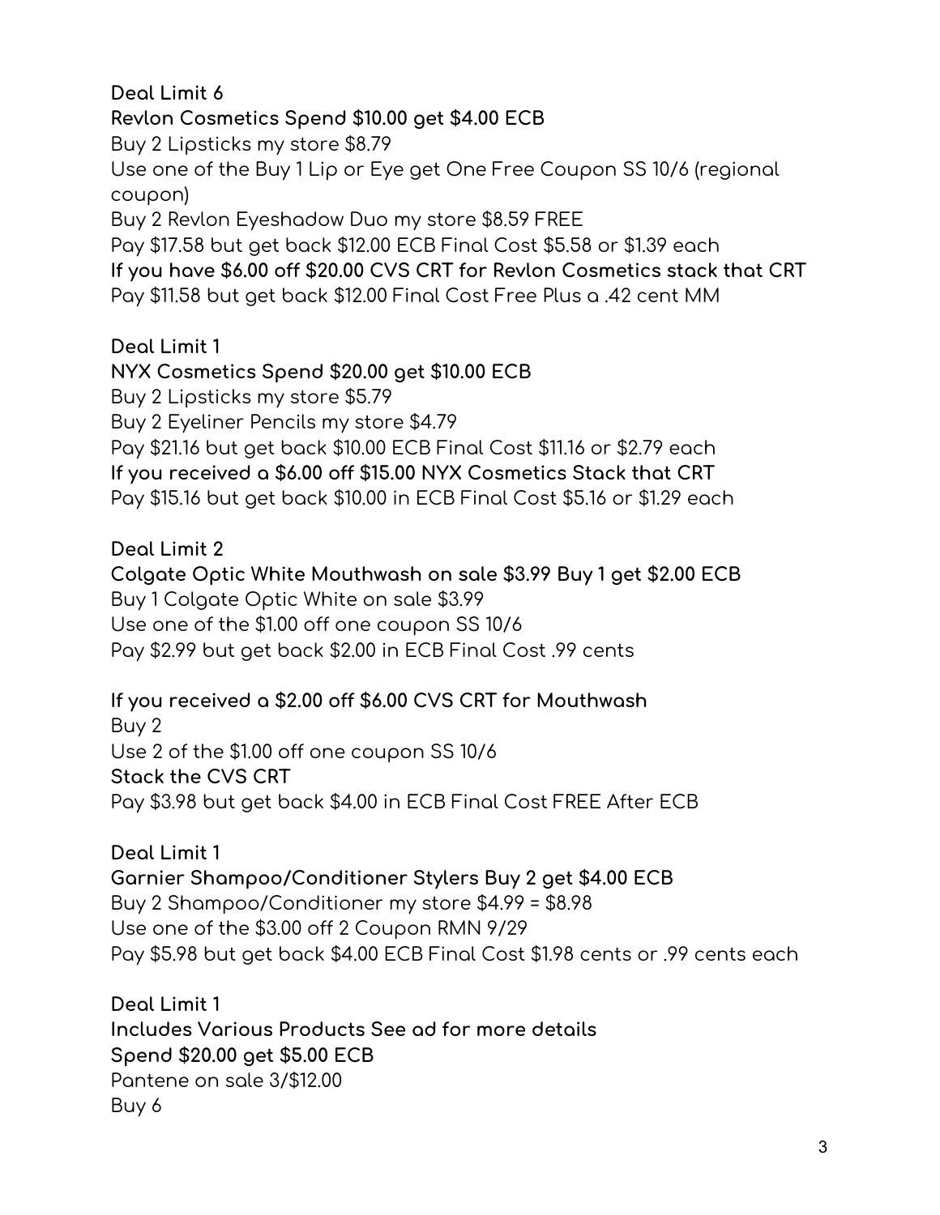**Deal Limit 6**
**Revlon Cosmetics Spend $10.00 get $4.00 ECB**
Buy 2 Lipsticks my store $8.79
Use one of the Buy 1 Lip or Eye get One Free Coupon SS 10/6 (regional coupon)
Buy 2 Revlon Eyeshadow Duo my store $8.59 FREE
Pay $17.58 but get back $12.00 ECB Final Cost $5.58 or $1.39 each
**If you have $6.00 off $20.00 CVS CRT for Revlon Cosmetics stack that CRT**
Pay $11.58 but get back $12.00 Final Cost Free Plus a .42 cent MM

**Deal Limit 1**
**NYX Cosmetics Spend $20.00 get $10.00 ECB**
Buy 2 Lipsticks my store $5.79
Buy 2 Eyeliner Pencils my store $4.79
Pay $21.16 but get back $10.00 ECB Final Cost $11.16 or $2.79 each
**If you received a $6.00 off $15.00 NYX Cosmetics Stack that CRT**
Pay $15.16 but get back $10.00 in ECB Final Cost $5.16 or $1.29 each

**Deal Limit 2**
**Colgate Optic White Mouthwash on sale $3.99 Buy 1 get $2.00 ECB**
Buy 1 Colgate Optic White on sale $3.99
Use one of the $1.00 off one coupon SS 10/6
Pay $2.99 but get back $2.00 in ECB Final Cost .99 cents

**If you received a $2.00 off $6.00 CVS CRT for Mouthwash**
Buy 2
Use 2 of the $1.00 off one coupon SS 10/6
**Stack the CVS CRT**
Pay $3.98 but get back $4.00 in ECB Final Cost FREE After ECB

**Deal Limit 1**
**Garnier Shampoo/Conditioner Stylers Buy 2 get $4.00 ECB**
Buy 2 Shampoo/Conditioner my store $4.99 = $8.98
Use one of the $3.00 off 2 Coupon RMN 9/29
Pay $5.98 but get back $4.00 ECB Final Cost $1.98 cents or .99 cents each

**Deal Limit 1**
**Includes Various Products See ad for more details**
**Spend $20.00 get $5.00 ECB**
Pantene on sale 3/$12.00
Buy 6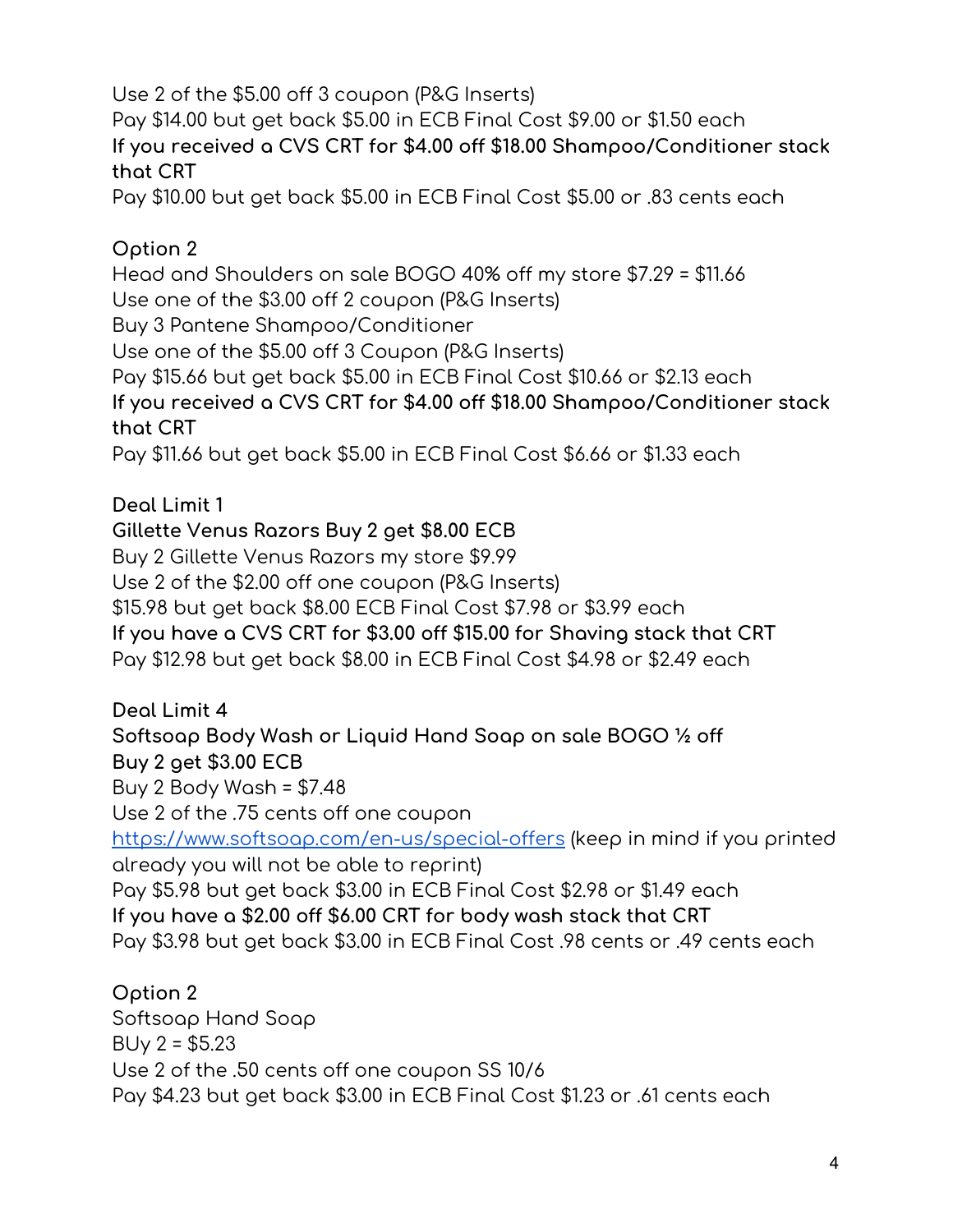Use 2 of the $5.00 off 3 coupon (P&G Inserts)
Pay $14.00 but get back $5.00 in ECB Final Cost $9.00 or $1.50 each
**If you received a CVS CRT for $4.00 off $18.00 Shampoo/Conditioner stack that CRT**
Pay $10.00 but get back $5.00 in ECB Final Cost $5.00 or .83 cents each

**Option 2**
Head and Shoulders on sale BOGO 40% off my store $7.29 = $11.66
Use one of the $3.00 off 2 coupon (P&G Inserts)
Buy 3 Pantene Shampoo/Conditioner
Use one of the $5.00 off 3 Coupon (P&G Inserts)
Pay $15.66 but get back $5.00 in ECB Final Cost $10.66 or $2.13 each
**If you received a CVS CRT for $4.00 off $18.00 Shampoo/Conditioner stack that CRT**
Pay $11.66 but get back $5.00 in ECB Final Cost $6.66 or $1.33 each

**Deal Limit 1**
**Gillette Venus Razors Buy 2 get $8.00 ECB**
Buy 2 Gillette Venus Razors my store $9.99
Use 2 of the $2.00 off one coupon (P&G Inserts)
$15.98 but get back $8.00 ECB Final Cost $7.98 or $3.99 each
**If you have a CVS CRT for $3.00 off $15.00 for Shaving stack that CRT**
Pay $12.98 but get back $8.00 in ECB Final Cost $4.98 or $2.49 each

**Deal Limit 4**
**Softsoap Body Wash or Liquid Hand Soap on sale BOGO ½ off**
**Buy 2 get $3.00 ECB**
Buy 2 Body Wash = $7.48
Use 2 of the .75 cents off one coupon
[https://www.softsoap.com/en-us/special-offers](https://www.softsoap.com/en-us/special-offers) (keep in mind if you printed already you will not be able to reprint)
Pay $5.98 but get back $3.00 in ECB Final Cost $2.98 or $1.49 each
**If you have a $2.00 off $6.00 CRT for body wash stack that CRT**
Pay $3.98 but get back $3.00 in ECB Final Cost .98 cents or .49 cents each

**Option 2**
Softsoap Hand Soap
BUy 2 = $5.23
Use 2 of the .50 cents off one coupon SS 10/6
Pay $4.23 but get back $3.00 in ECB Final Cost $1.23 or .61 cents each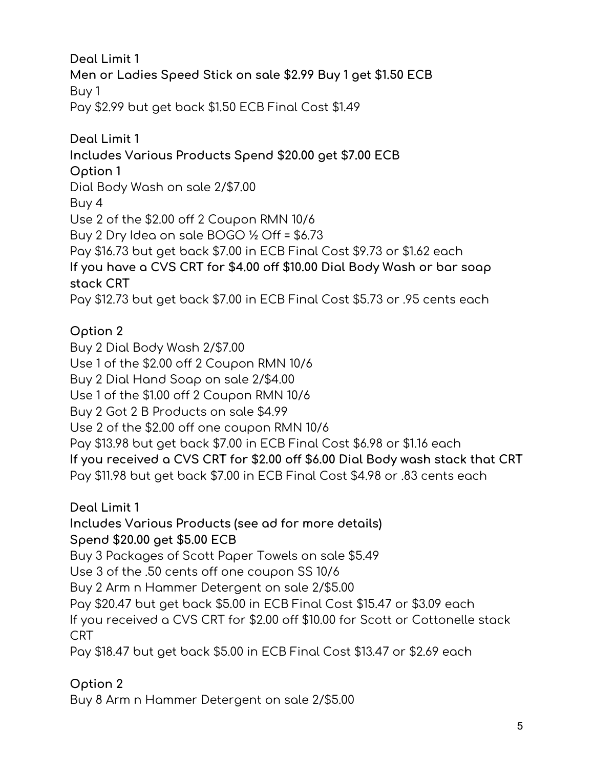**Deal Limit 1**
**Men or Ladies Speed Stick on sale $2.99 Buy 1 get $1.50 ECB**
Buy 1
Pay $2.99 but get back $1.50 ECB Final Cost $1.49

**Deal Limit 1**
**Includes Various Products Spend $20.00 get $7.00 ECB**
**Option 1**
Dial Body Wash on sale 2/$7.00
Buy 4
Use 2 of the $2.00 off 2 Coupon RMN 10/6
Buy 2 Dry Idea on sale BOGO ½ Off = $6.73
Pay $16.73 but get back $7.00 in ECB Final Cost $9.73 or $1.62 each
**If you have a CVS CRT for $4.00 off $10.00 Dial Body Wash or bar soap stack CRT**
Pay $12.73 but get back $7.00 in ECB Final Cost $5.73 or .95 cents each

**Option 2**
Buy 2 Dial Body Wash 2/$7.00
Use 1 of the $2.00 off 2 Coupon RMN 10/6
Buy 2 Dial Hand Soap on sale 2/$4.00
Use 1 of the $1.00 off 2 Coupon RMN 10/6
Buy 2 Got 2 B Products on sale $4.99
Use 2 of the $2.00 off one coupon RMN 10/6
Pay $13.98 but get back $7.00 in ECB Final Cost $6.98 or $1.16 each
**If you received a CVS CRT for $2.00 off $6.00 Dial Body wash stack that CRT**
Pay $11.98 but get back $7.00 in ECB Final Cost $4.98 or .83 cents each

**Deal Limit 1**
**Includes Various Products (see ad for more details)**
**Spend $20.00 get $5.00 ECB**
Buy 3 Packages of Scott Paper Towels on sale $5.49
Use 3 of the .50 cents off one coupon SS 10/6
Buy 2 Arm n Hammer Detergent on sale 2/$5.00
Pay $20.47 but get back $5.00 in ECB Final Cost $15.47 or $3.09 each
If you received a CVS CRT for $2.00 off $10.00 for Scott or Cottonelle stack CRT
Pay $18.47 but get back $5.00 in ECB Final Cost $13.47 or $2.69 each

**Option 2**
Buy 8 Arm n Hammer Detergent on sale 2/$5.00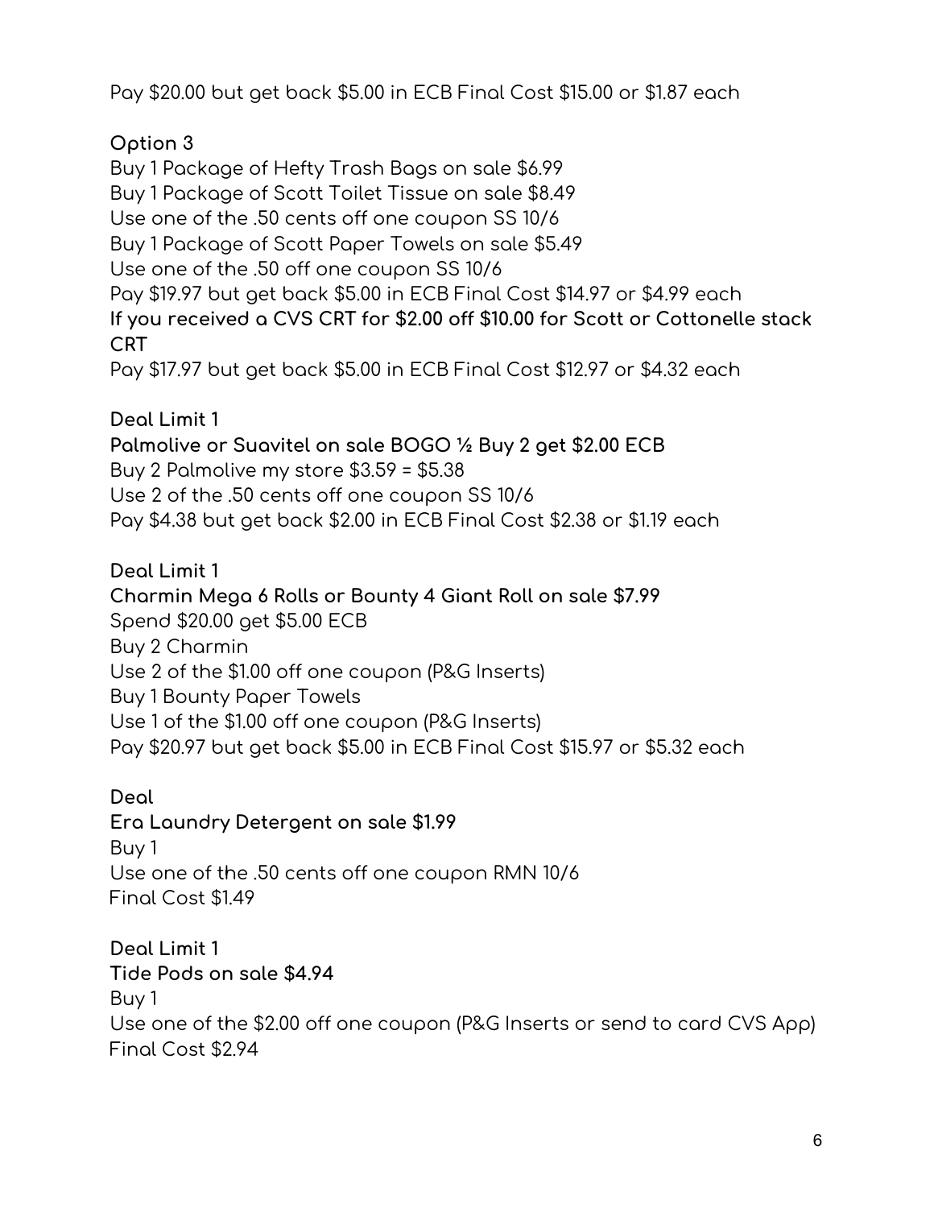Pay $20.00 but get back $5.00 in ECB Final Cost $15.00 or $1.87 each

**Option 3**

Buy 1 Package of Hefty Trash Bags on sale $6.99
Buy 1 Package of Scott Toilet Tissue on sale $8.49
Use one of the .50 cents off one coupon SS 10/6
Buy 1 Package of Scott Paper Towels on sale $5.49
Use one of the .50 off one coupon SS 10/6
Pay $19.97 but get back $5.00 in ECB Final Cost $14.97 or $4.99 each
**If you received a CVS CRT for $2.00 off $10.00 for Scott or Cottonelle stack CRT**
Pay $17.97 but get back $5.00 in ECB Final Cost $12.97 or $4.32 each

**Deal Limit 1**
**Palmolive or Suavitel on sale BOGO ½ Buy 2 get $2.00 ECB**
Buy 2 Palmolive my store $3.59 = $5.38
Use 2 of the .50 cents off one coupon SS 10/6
Pay $4.38 but get back $2.00 in ECB Final Cost $2.38 or $1.19 each

**Deal Limit 1**
**Charmin Mega 6 Rolls or Bounty 4 Giant Roll on sale $7.99**
Spend $20.00 get $5.00 ECB
Buy 2 Charmin
Use 2 of the $1.00 off one coupon (P&G Inserts)
Buy 1 Bounty Paper Towels
Use 1 of the $1.00 off one coupon (P&G Inserts)
Pay $20.97 but get back $5.00 in ECB Final Cost $15.97 or $5.32 each

**Deal**
**Era Laundry Detergent on sale $1.99**
Buy 1
Use one of the .50 cents off one coupon RMN 10/6
Final Cost $1.49

**Deal Limit 1**
**Tide Pods on sale $4.94**
Buy 1
Use one of the $2.00 off one coupon (P&G Inserts or send to card CVS App)
Final Cost $2.94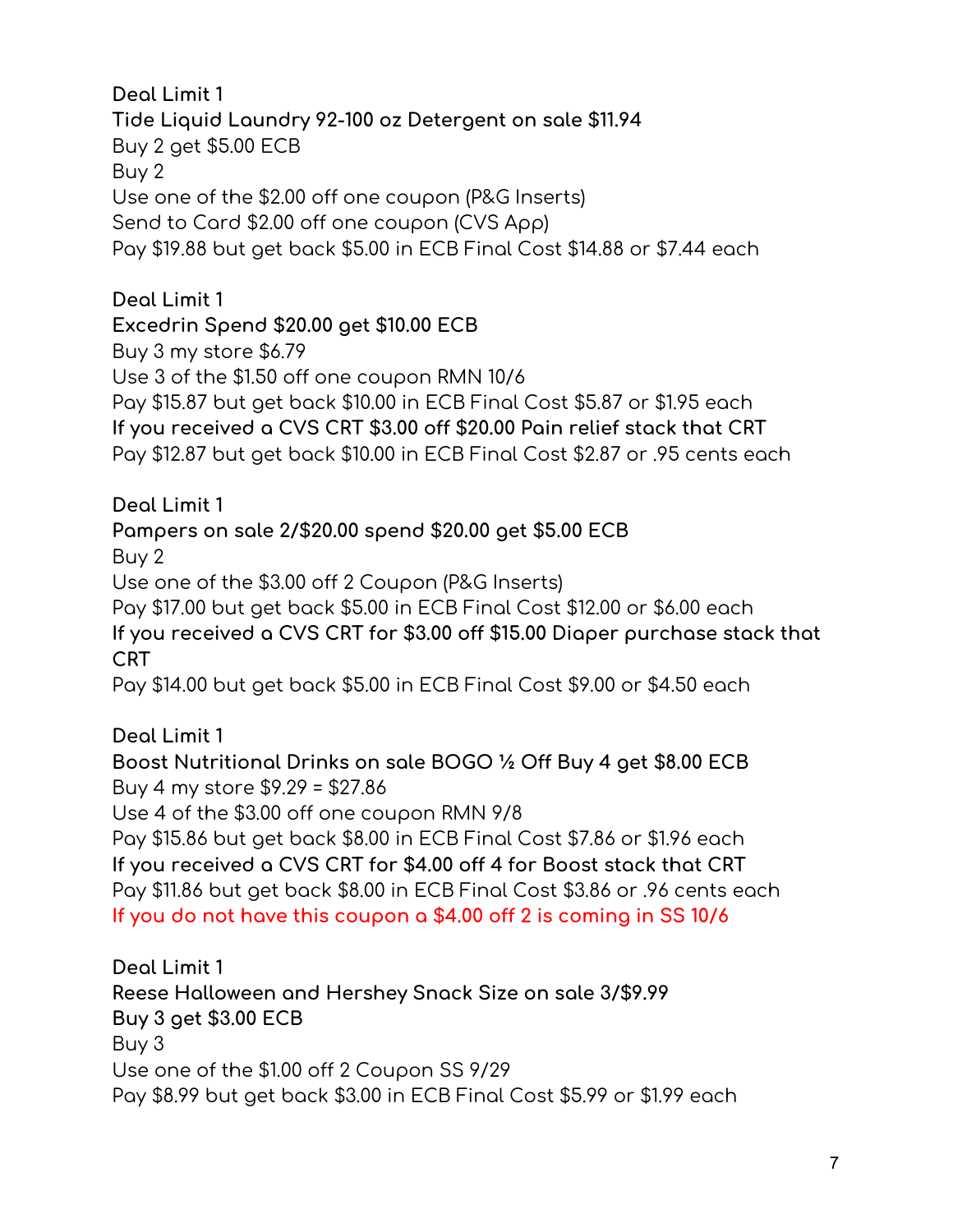**Deal Limit 1**
**Tide Liquid Laundry 92-100 oz Detergent on sale $11.94**
Buy 2 get $5.00 ECB
Buy 2
Use one of the $2.00 off one coupon (P&G Inserts)
Send to Card $2.00 off one coupon (CVS App)
Pay $19.88 but get back $5.00 in ECB Final Cost $14.88 or $7.44 each

**Deal Limit 1**
**Excedrin Spend $20.00 get $10.00 ECB**
Buy 3 my store $6.79
Use 3 of the $1.50 off one coupon RMN 10/6
Pay $15.87 but get back $10.00 in ECB Final Cost $5.87 or $1.95 each
**If you received a CVS CRT $3.00 off $20.00 Pain relief stack that CRT**
Pay $12.87 but get back $10.00 in ECB Final Cost $2.87 or .95 cents each

**Deal Limit 1**
**Pampers on sale 2/$20.00 spend $20.00 get $5.00 ECB**
Buy 2
Use one of the $3.00 off 2 Coupon (P&G Inserts)
Pay $17.00 but get back $5.00 in ECB Final Cost $12.00 or $6.00 each
**If you received a CVS CRT for $3.00 off $15.00 Diaper purchase stack that CRT**
Pay $14.00 but get back $5.00 in ECB Final Cost $9.00 or $4.50 each

**Deal Limit 1**
**Boost Nutritional Drinks on sale BOGO ½ Off Buy 4 get $8.00 ECB**
Buy 4 my store $9.29 = $27.86
Use 4 of the $3.00 off one coupon RMN 9/8
Pay $15.86 but get back $8.00 in ECB Final Cost $7.86 or $1.96 each
**If you received a CVS CRT for $4.00 off 4 for Boost stack that CRT**
Pay $11.86 but get back $8.00 in ECB Final Cost $3.86 or .96 cents each
If you do not have this coupon a $4.00 off 2 is coming in SS 10/6

**Deal Limit 1**
**Reese Halloween and Hershey Snack Size on sale 3/$9.99**
**Buy 3 get $3.00 ECB**
Buy 3
Use one of the $1.00 off 2 Coupon SS 9/29
Pay $8.99 but get back $3.00 in ECB Final Cost $5.99 or $1.99 each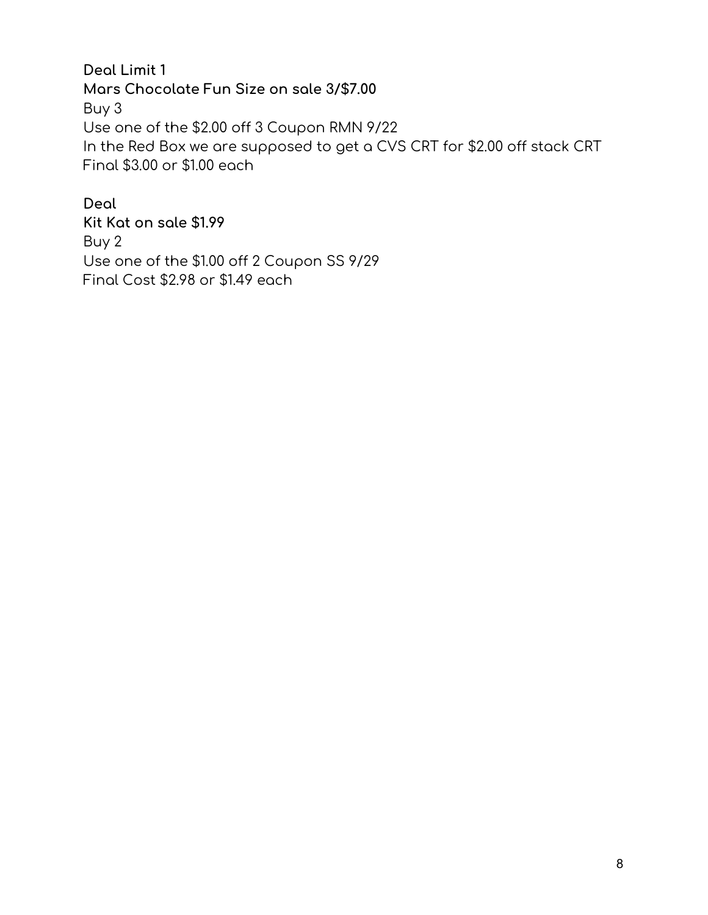**Deal Limit 1**
**Mars Chocolate Fun Size on sale 3/$7.00**
Buy 3
Use one of the $2.00 off 3 Coupon RMN 9/22
In the Red Box we are supposed to get a CVS CRT for $2.00 off stack CRT
Final $3.00 or $1.00 each

**Deal**
**Kit Kat on sale $1.99**
Buy 2
Use one of the $1.00 off 2 Coupon SS 9/29
Final Cost $2.98 or $1.49 each